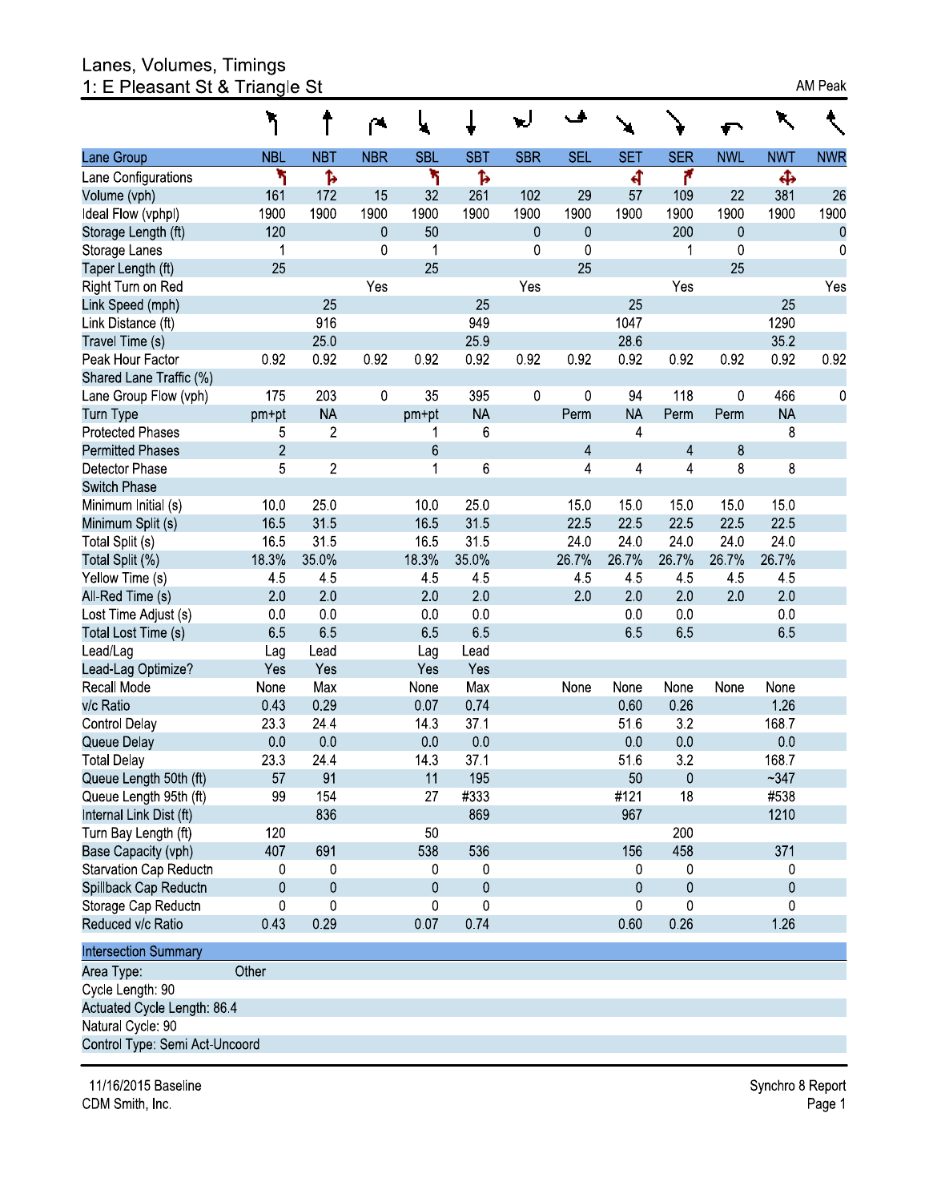# Lanes, Volumes, Timings
## 1: E Pleasant St & Triangle St

AM Peak

| Lane Group | NBL | NBT | NBR | SBL | SBT | SBR | SEL | SET | SER | NWL | NWT | NWR |
|---|---|---|---|---|---|---|---|---|---|---|---|---|
| Lane Configurations | | | | | | | | | | | | |
| Volume (vph) | 161 | 172 | 15 | 32 | 261 | 102 | 29 | 57 | 109 | 22 | 381 | 26 |
| Ideal Flow (vphpl) | 1900 | 1900 | 1900 | 1900 | 1900 | 1900 | 1900 | 1900 | 1900 | 1900 | 1900 | 1900 |
| Storage Length (ft) | 120 | | 0 | 50 | | 0 | 0 | | 200 | 0 | | 0 |
| Storage Lanes | 1 | | 0 | 1 | | 0 | 0 | | 1 | 0 | | 0 |
| Taper Length (ft) | 25 | | | 25 | | | 25 | | | 25 | | |
| Right Turn on Red | | | Yes | | | Yes | | | Yes | | | Yes |
| Link Speed (mph) | | 25 | | | 25 | | | 25 | | | 25 | |
| Link Distance (ft) | | 916 | | | 949 | | | 1047 | | | 1290 | |
| Travel Time (s) | | 25.0 | | | 25.9 | | | 28.6 | | | 35.2 | |
| Peak Hour Factor | 0.92 | 0.92 | 0.92 | 0.92 | 0.92 | 0.92 | 0.92 | 0.92 | 0.92 | 0.92 | 0.92 | 0.92 |
| Shared Lane Traffic (%) | | | | | | | | | | | | |
| Lane Group Flow (vph) | 175 | 203 | 0 | 35 | 395 | 0 | 0 | 94 | 118 | 0 | 466 | 0 |
| Turn Type | pm+pt | NA | | pm+pt | NA | | Perm | NA | Perm | Perm | NA | |
| Protected Phases | 5 | 2 | | 1 | 6 | | | 4 | | | 8 | |
| Permitted Phases | 2 | | | 6 | | | 4 | | 4 | 8 | | |
| Detector Phase | 5 | 2 | | 1 | 6 | | 4 | 4 | 4 | 8 | 8 | |
| Switch Phase | | | | | | | | | | | | |
| Minimum Initial (s) | 10.0 | 25.0 | | 10.0 | 25.0 | | 15.0 | 15.0 | 15.0 | 15.0 | 15.0 | |
| Minimum Split (s) | 16.5 | 31.5 | | 16.5 | 31.5 | | 22.5 | 22.5 | 22.5 | 22.5 | 22.5 | |
| Total Split (s) | 16.5 | 31.5 | | 16.5 | 31.5 | | 24.0 | 24.0 | 24.0 | 24.0 | 24.0 | |
| Total Split (%) | 18.3% | 35.0% | | 18.3% | 35.0% | | 26.7% | 26.7% | 26.7% | 26.7% | 26.7% | |
| Yellow Time (s) | 4.5 | 4.5 | | 4.5 | 4.5 | | 4.5 | 4.5 | 4.5 | 4.5 | 4.5 | |
| All-Red Time (s) | 2.0 | 2.0 | | 2.0 | 2.0 | | 2.0 | 2.0 | 2.0 | 2.0 | 2.0 | |
| Lost Time Adjust (s) | 0.0 | 0.0 | | 0.0 | 0.0 | | | 0.0 | 0.0 | | 0.0 | |
| Total Lost Time (s) | 6.5 | 6.5 | | 6.5 | 6.5 | | | 6.5 | 6.5 | | 6.5 | |
| Lead/Lag | Lag | Lead | | Lag | Lead | | | | | | | |
| Lead-Lag Optimize? | Yes | Yes | | Yes | Yes | | | | | | | |
| Recall Mode | None | Max | | None | Max | | None | None | None | None | None | |
| v/c Ratio | 0.43 | 0.29 | | 0.07 | 0.74 | | | 0.60 | 0.26 | | 1.26 | |
| Control Delay | 23.3 | 24.4 | | 14.3 | 37.1 | | | 51.6 | 3.2 | | 168.7 | |
| Queue Delay | 0.0 | 0.0 | | 0.0 | 0.0 | | | 0.0 | 0.0 | | 0.0 | |
| Total Delay | 23.3 | 24.4 | | 14.3 | 37.1 | | | 51.6 | 3.2 | | 168.7 | |
| Queue Length 50th (ft) | 57 | 91 | | 11 | 195 | | | 50 | 0 | | ~347 | |
| Queue Length 95th (ft) | 99 | 154 | | 27 | #333 | | | #121 | 18 | | #538 | |
| Internal Link Dist (ft) | | 836 | | | 869 | | | 967 | | | 1210 | |
| Turn Bay Length (ft) | 120 | | | 50 | | | | | 200 | | | |
| Base Capacity (vph) | 407 | 691 | | 538 | 536 | | | 156 | 458 | | 371 | |
| Starvation Cap Reductn | 0 | 0 | | 0 | 0 | | | 0 | 0 | | 0 | |
| Spillback Cap Reductn | 0 | 0 | | 0 | 0 | | | 0 | 0 | | 0 | |
| Storage Cap Reductn | 0 | 0 | | 0 | 0 | | | 0 | 0 | | 0 | |
| Reduced v/c Ratio | 0.43 | 0.29 | | 0.07 | 0.74 | | | 0.60 | 0.26 | | 1.26 | |

**Intersection Summary**

Area Type: Other

Cycle Length: 90

Actuated Cycle Length: 86.4

Natural Cycle: 90

Control Type: Semi Act-Uncoord

11/16/2015 Baseline
CDM Smith, Inc.

Synchro 8 Report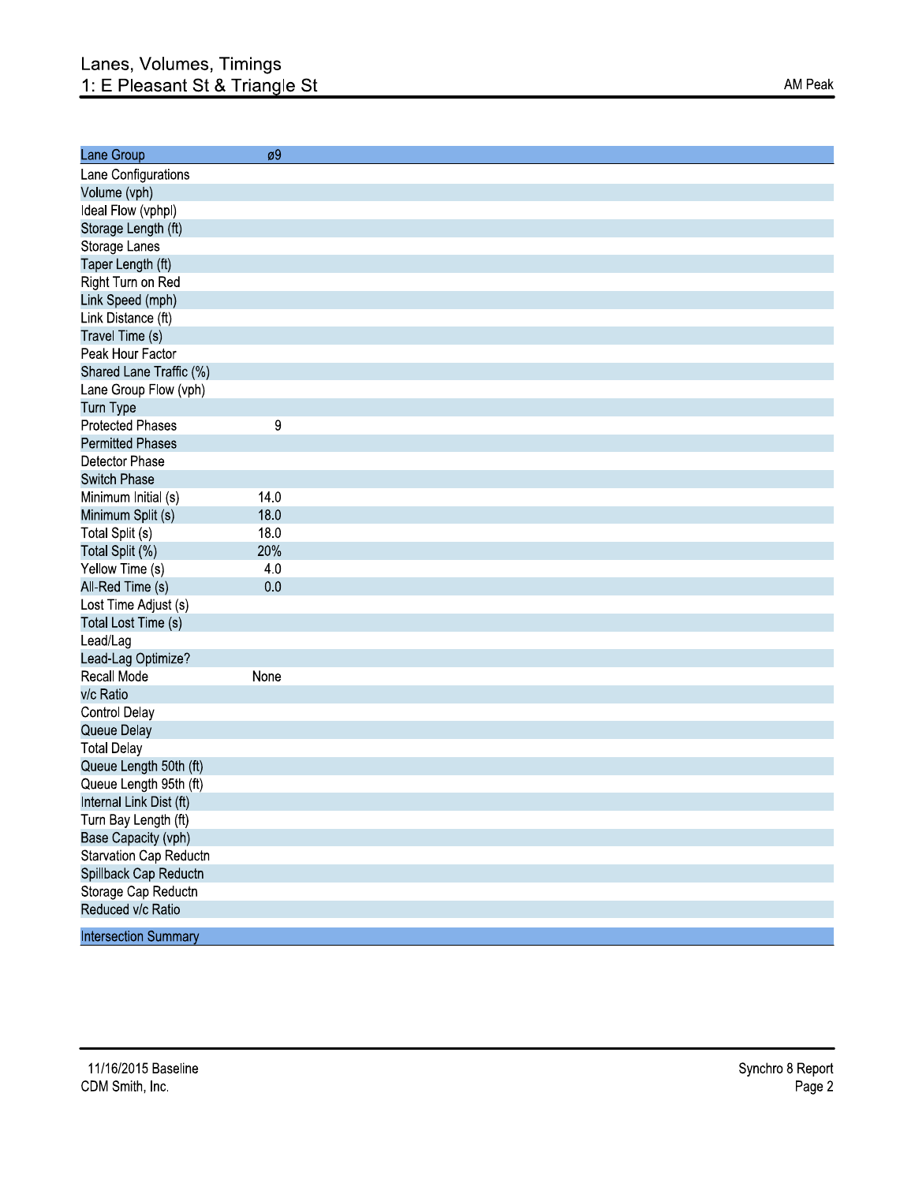# Lanes, Volumes, Timings
## 1: E Pleasant St & Triangle St

AM Peak

| Lane Group | ø9 |
|---|---|
| Lane Configurations | |
| Volume (vph) | |
| Ideal Flow (vphpl) | |
| Storage Length (ft) | |
| Storage Lanes | |
| Taper Length (ft) | |
| Right Turn on Red | |
| Link Speed (mph) | |
| Link Distance (ft) | |
| Travel Time (s) | |
| Peak Hour Factor | |
| Shared Lane Traffic (%) | |
| Lane Group Flow (vph) | |
| Turn Type | |
| Protected Phases | 9 |
| Permitted Phases | |
| Detector Phase | |
| Switch Phase | |
| Minimum Initial (s) | 14.0 |
| Minimum Split (s) | 18.0 |
| Total Split (s) | 18.0 |
| Total Split (%) | 20% |
| Yellow Time (s) | 4.0 |
| All-Red Time (s) | 0.0 |
| Lost Time Adjust (s) | |
| Total Lost Time (s) | |
| Lead/Lag | |
| Lead-Lag Optimize? | |
| Recall Mode | None |
| v/c Ratio | |
| Control Delay | |
| Queue Delay | |
| Total Delay | |
| Queue Length 50th (ft) | |
| Queue Length 95th (ft) | |
| Internal Link Dist (ft) | |
| Turn Bay Length (ft) | |
| Base Capacity (vph) | |
| Starvation Cap Reductn | |
| Spillback Cap Reductn | |
| Storage Cap Reductn | |
| Reduced v/c Ratio | |

| Intersection Summary |
|---|

11/16/2015 Baseline
CDM Smith, Inc.

Synchro 8 Report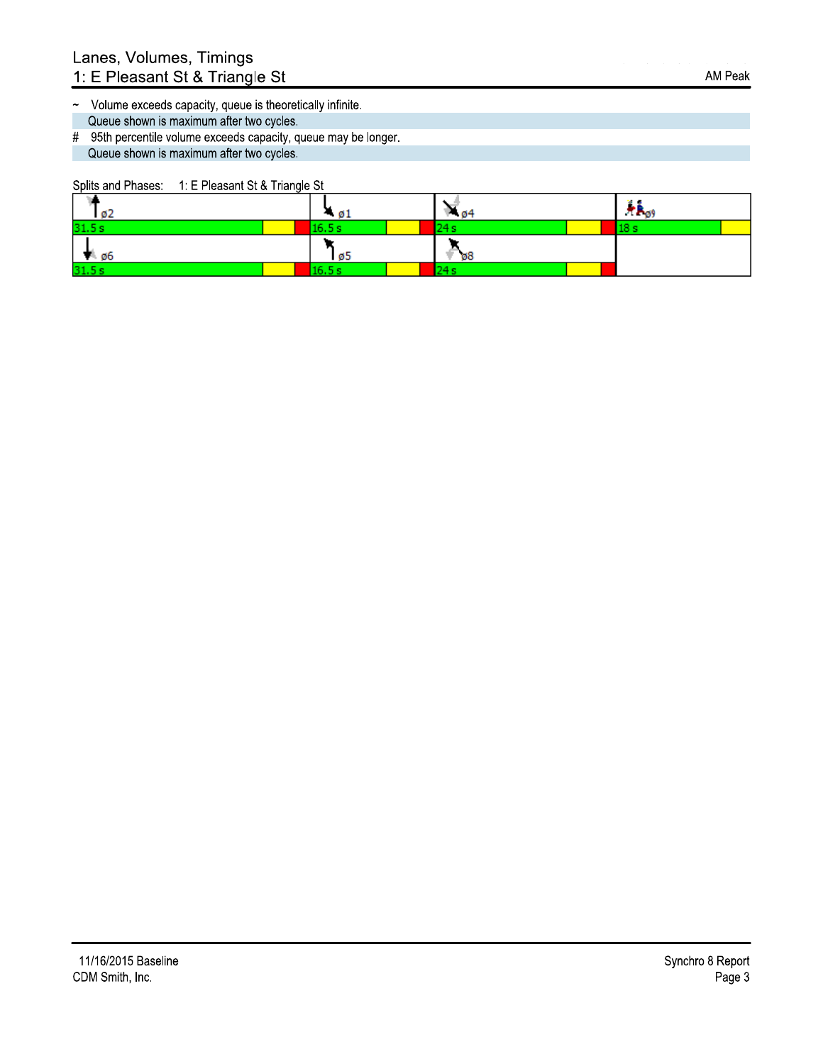## Lanes, Volumes, Timings
### 1: E Pleasant St & Triangle St

AM Peak

~ Volume exceeds capacity, queue is theoretically infinite.
Queue shown is maximum after two cycles.

# 95th percentile volume exceeds capacity, queue may be longer.
Queue shown is maximum after two cycles.

Splits and Phases: 1: E Pleasant St & Triangle St

| ø2 | ø1 | ø4 | ø9 |
|---|---|---|---|
| 31.5 s | 16.5 s | 24 s | 18 s |
| ø6 | ø5 | ø8 | |
| 31.5 s | 16.5 s | 24 s | |

11/16/2015 Baseline
CDM Smith, Inc.

Synchro 8 Report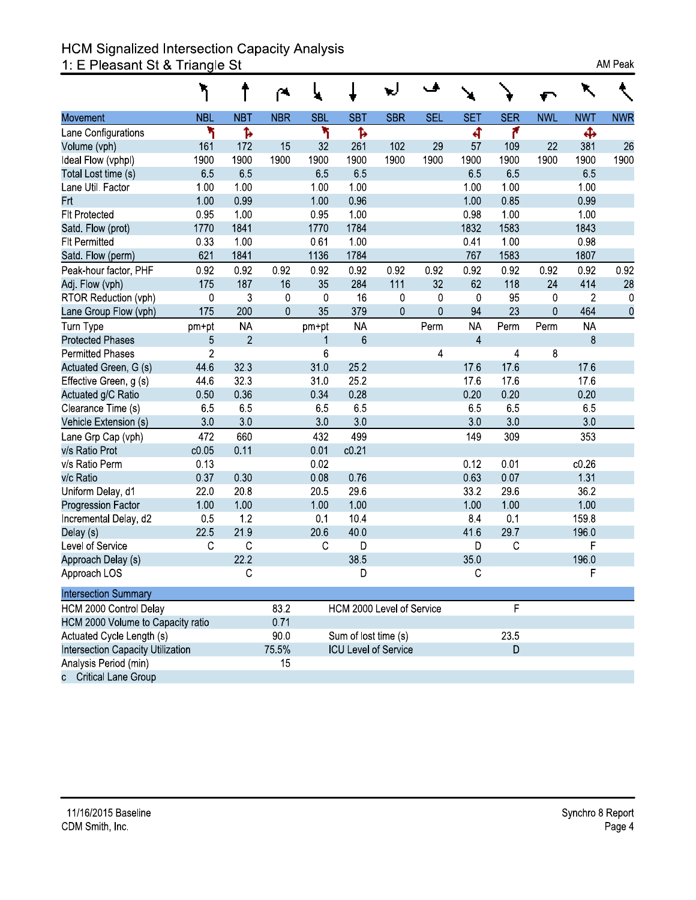# HCM Signalized Intersection Capacity Analysis

## 1: E Pleasant St & Triangle St

AM Peak

| Movement | NBL | NBT | NBR | SBL | SBT | SBR | SEL | SET | SER | NWL | NWT | NWR |
|---|---|---|---|---|---|---|---|---|---|---|---|---|
| Lane Configurations | | | | | | | | | | | | |
| Volume (vph) | 161 | 172 | 15 | 32 | 261 | 102 | 29 | 57 | 109 | 22 | 381 | 26 |
| Ideal Flow (vphpl) | 1900 | 1900 | 1900 | 1900 | 1900 | 1900 | 1900 | 1900 | 1900 | 1900 | 1900 | 1900 |
| Total Lost time (s) | 6.5 | 6.5 | | 6.5 | 6.5 | | | 6.5 | 6.5 | | 6.5 | |
| Lane Util. Factor | 1.00 | 1.00 | | 1.00 | 1.00 | | | 1.00 | 1.00 | | 1.00 | |
| Frt | 1.00 | 0.99 | | 1.00 | 0.96 | | | 1.00 | 0.85 | | 0.99 | |
| Flt Protected | 0.95 | 1.00 | | 0.95 | 1.00 | | | 0.98 | 1.00 | | 1.00 | |
| Satd. Flow (prot) | 1770 | 1841 | | 1770 | 1784 | | | 1832 | 1583 | | 1843 | |
| Flt Permitted | 0.33 | 1.00 | | 0.61 | 1.00 | | | 0.41 | 1.00 | | 0.98 | |
| Satd. Flow (perm) | 621 | 1841 | | 1136 | 1784 | | | 767 | 1583 | | 1807 | |
| Peak-hour factor, PHF | 0.92 | 0.92 | 0.92 | 0.92 | 0.92 | 0.92 | 0.92 | 0.92 | 0.92 | 0.92 | 0.92 | 0.92 |
| Adj. Flow (vph) | 175 | 187 | 16 | 35 | 284 | 111 | 32 | 62 | 118 | 24 | 414 | 28 |
| RTOR Reduction (vph) | 0 | 3 | 0 | 0 | 16 | 0 | 0 | 0 | 95 | 0 | 2 | 0 |
| Lane Group Flow (vph) | 175 | 200 | 0 | 35 | 379 | 0 | 0 | 94 | 23 | 0 | 464 | 0 |
| Turn Type | pm+pt | NA | | pm+pt | NA | | Perm | NA | Perm | Perm | NA | |
| Protected Phases | 5 | 2 | | 1 | 6 | | | 4 | | | 8 | |
| Permitted Phases | 2 | | | 6 | | | 4 | | 4 | 8 | | |
| Actuated Green, G (s) | 44.6 | 32.3 | | 31.0 | 25.2 | | | 17.6 | 17.6 | | 17.6 | |
| Effective Green, g (s) | 44.6 | 32.3 | | 31.0 | 25.2 | | | 17.6 | 17.6 | | 17.6 | |
| Actuated g/C Ratio | 0.50 | 0.36 | | 0.34 | 0.28 | | | 0.20 | 0.20 | | 0.20 | |
| Clearance Time (s) | 6.5 | 6.5 | | 6.5 | 6.5 | | | 6.5 | 6.5 | | 6.5 | |
| Vehicle Extension (s) | 3.0 | 3.0 | | 3.0 | 3.0 | | | 3.0 | 3.0 | | 3.0 | |
| Lane Grp Cap (vph) | 472 | 660 | | 432 | 499 | | | 149 | 309 | | 353 | |
| v/s Ratio Prot | c0.05 | 0.11 | | 0.01 | c0.21 | | | | | | | |
| v/s Ratio Perm | 0.13 | | | 0.02 | | | | 0.12 | 0.01 | | c0.26 | |
| v/c Ratio | 0.37 | 0.30 | | 0.08 | 0.76 | | | 0.63 | 0.07 | | 1.31 | |
| Uniform Delay, d1 | 22.0 | 20.8 | | 20.5 | 29.6 | | | 33.2 | 29.6 | | 36.2 | |
| Progression Factor | 1.00 | 1.00 | | 1.00 | 1.00 | | | 1.00 | 1.00 | | 1.00 | |
| Incremental Delay, d2 | 0.5 | 1.2 | | 0.1 | 10.4 | | | 8.4 | 0.1 | | 159.8 | |
| Delay (s) | 22.5 | 21.9 | | 20.6 | 40.0 | | | 41.6 | 29.7 | | 196.0 | |
| Level of Service | C | C | | C | D | | | D | C | | F | |
| Approach Delay (s) | | 22.2 | | | 38.5 | | | 35.0 | | | 196.0 | |
| Approach LOS | | C | | | D | | | C | | | F | |

| Intersection Summary | | | |
|---|---|---|---|
| HCM 2000 Control Delay | 83.2 | HCM 2000 Level of Service | F |
| HCM 2000 Volume to Capacity ratio | 0.71 | | |
| Actuated Cycle Length (s) | 90.0 | Sum of lost time (s) | 23.5 |
| Intersection Capacity Utilization | 75.5% | ICU Level of Service | D |
| Analysis Period (min) | 15 | | |
| c Critical Lane Group | | | |

11/16/2015 Baseline
CDM Smith, Inc.

Synchro 8 Report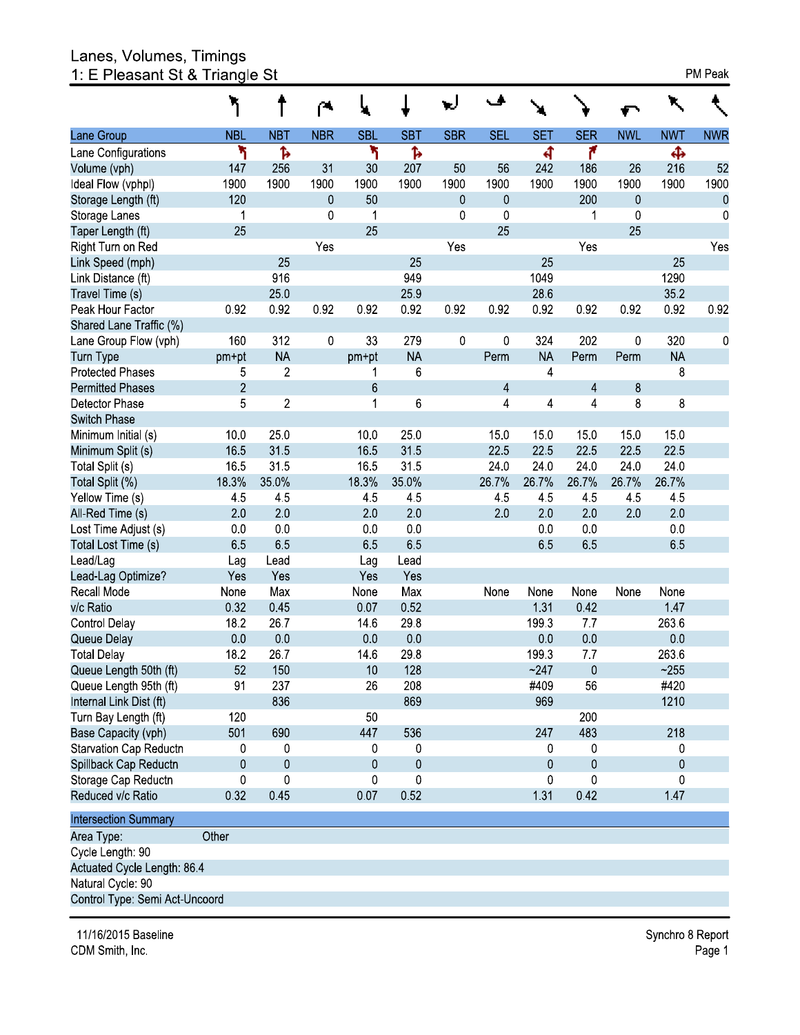# Lanes, Volumes, Timings
## 1: E Pleasant St & Triangle St

PM Peak

| Lane Group | NBL | NBT | NBR | SBL | SBT | SBR | SEL | SET | SER | NWL | NWT | NWR |
|---|---|---|---|---|---|---|---|---|---|---|---|---|
| Lane Configurations | | | | | | | | | | | | |
| Volume (vph) | 147 | 256 | 31 | 30 | 207 | 50 | 56 | 242 | 186 | 26 | 216 | 52 |
| Ideal Flow (vphpl) | 1900 | 1900 | 1900 | 1900 | 1900 | 1900 | 1900 | 1900 | 1900 | 1900 | 1900 | 1900 |
| Storage Length (ft) | 120 | | 0 | 50 | | 0 | 0 | | 200 | 0 | | 0 |
| Storage Lanes | 1 | | 0 | 1 | | 0 | 0 | | 1 | 0 | | 0 |
| Taper Length (ft) | 25 | | | 25 | | | 25 | | | 25 | | |
| Right Turn on Red | | | Yes | | | Yes | | | Yes | | | Yes |
| Link Speed (mph) | | 25 | | | 25 | | | 25 | | | 25 | |
| Link Distance (ft) | | 916 | | | 949 | | | 1049 | | | 1290 | |
| Travel Time (s) | | 25.0 | | | 25.9 | | | 28.6 | | | 35.2 | |
| Peak Hour Factor | 0.92 | 0.92 | 0.92 | 0.92 | 0.92 | 0.92 | 0.92 | 0.92 | 0.92 | 0.92 | 0.92 | 0.92 |
| Shared Lane Traffic (%) | | | | | | | | | | | | |
| Lane Group Flow (vph) | 160 | 312 | 0 | 33 | 279 | 0 | 0 | 324 | 202 | 0 | 320 | 0 |
| Turn Type | pm+pt | NA | | pm+pt | NA | | Perm | NA | Perm | Perm | NA | |
| Protected Phases | 5 | 2 | | 1 | 6 | | | 4 | | | 8 | |
| Permitted Phases | 2 | | | 6 | | | 4 | | 4 | 8 | | |
| Detector Phase | 5 | 2 | | 1 | 6 | | 4 | 4 | 4 | 8 | 8 | |
| Switch Phase | | | | | | | | | | | | |
| Minimum Initial (s) | 10.0 | 25.0 | | 10.0 | 25.0 | | 15.0 | 15.0 | 15.0 | 15.0 | 15.0 | |
| Minimum Split (s) | 16.5 | 31.5 | | 16.5 | 31.5 | | 22.5 | 22.5 | 22.5 | 22.5 | 22.5 | |
| Total Split (s) | 16.5 | 31.5 | | 16.5 | 31.5 | | 24.0 | 24.0 | 24.0 | 24.0 | 24.0 | |
| Total Split (%) | 18.3% | 35.0% | | 18.3% | 35.0% | | 26.7% | 26.7% | 26.7% | 26.7% | 26.7% | |
| Yellow Time (s) | 4.5 | 4.5 | | 4.5 | 4.5 | | 4.5 | 4.5 | 4.5 | 4.5 | 4.5 | |
| All-Red Time (s) | 2.0 | 2.0 | | 2.0 | 2.0 | | 2.0 | 2.0 | 2.0 | 2.0 | 2.0 | |
| Lost Time Adjust (s) | 0.0 | 0.0 | | 0.0 | 0.0 | | | 0.0 | 0.0 | | 0.0 | |
| Total Lost Time (s) | 6.5 | 6.5 | | 6.5 | 6.5 | | | 6.5 | 6.5 | | 6.5 | |
| Lead/Lag | Lag | Lead | | Lag | Lead | | | | | | | |
| Lead-Lag Optimize? | Yes | Yes | | Yes | Yes | | | | | | | |
| Recall Mode | None | Max | | None | Max | | None | None | None | None | None | |
| v/c Ratio | 0.32 | 0.45 | | 0.07 | 0.52 | | | 1.31 | 0.42 | | 1.47 | |
| Control Delay | 18.2 | 26.7 | | 14.6 | 29.8 | | | 199.3 | 7.7 | | 263.6 | |
| Queue Delay | 0.0 | 0.0 | | 0.0 | 0.0 | | | 0.0 | 0.0 | | 0.0 | |
| Total Delay | 18.2 | 26.7 | | 14.6 | 29.8 | | | 199.3 | 7.7 | | 263.6 | |
| Queue Length 50th (ft) | 52 | 150 | | 10 | 128 | | | ~247 | 0 | | ~255 | |
| Queue Length 95th (ft) | 91 | 237 | | 26 | 208 | | | #409 | 56 | | #420 | |
| Internal Link Dist (ft) | | 836 | | | 869 | | | 969 | | | 1210 | |
| Turn Bay Length (ft) | 120 | | | 50 | | | | | 200 | | | |
| Base Capacity (vph) | 501 | 690 | | 447 | 536 | | | 247 | 483 | | 218 | |
| Starvation Cap Reductn | 0 | 0 | | 0 | 0 | | | 0 | 0 | | 0 | |
| Spillback Cap Reductn | 0 | 0 | | 0 | 0 | | | 0 | 0 | | 0 | |
| Storage Cap Reductn | 0 | 0 | | 0 | 0 | | | 0 | 0 | | 0 | |
| Reduced v/c Ratio | 0.32 | 0.45 | | 0.07 | 0.52 | | | 1.31 | 0.42 | | 1.47 | |

**Intersection Summary**

Area Type: Other

Cycle Length: 90

Actuated Cycle Length: 86.4

Natural Cycle: 90

Control Type: Semi Act-Uncoord

11/16/2015 Baseline
CDM Smith, Inc.

Synchro 8 Report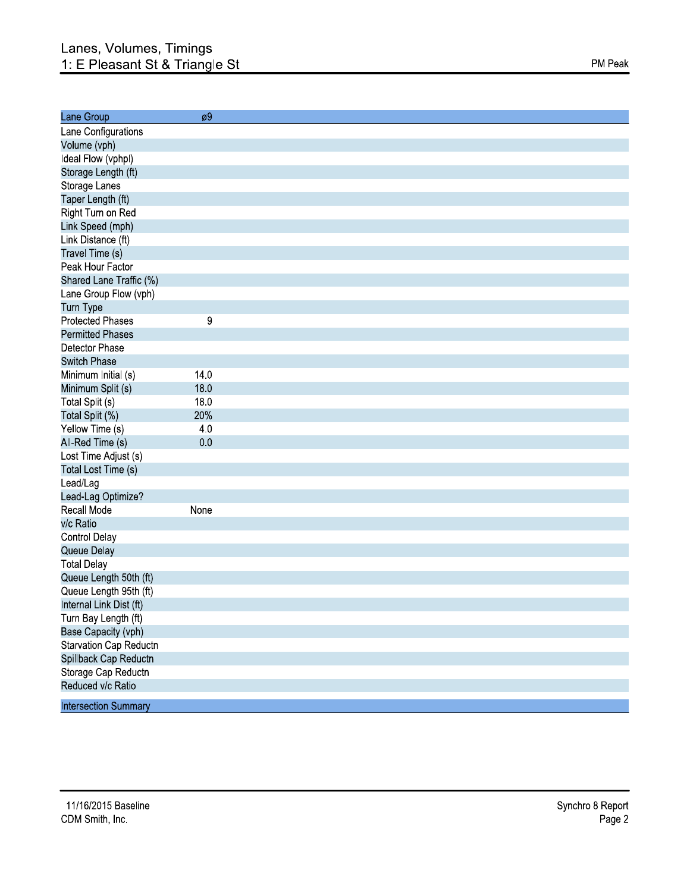# Lanes, Volumes, Timings
## 1: E Pleasant St & Triangle St

PM Peak

| Lane Group | ø9 |
|---|---|
| Lane Configurations | |
| Volume (vph) | |
| Ideal Flow (vphpl) | |
| Storage Length (ft) | |
| Storage Lanes | |
| Taper Length (ft) | |
| Right Turn on Red | |
| Link Speed (mph) | |
| Link Distance (ft) | |
| Travel Time (s) | |
| Peak Hour Factor | |
| Shared Lane Traffic (%) | |
| Lane Group Flow (vph) | |
| Turn Type | |
| Protected Phases | 9 |
| Permitted Phases | |
| Detector Phase | |
| Switch Phase | |
| Minimum Initial (s) | 14.0 |
| Minimum Split (s) | 18.0 |
| Total Split (s) | 18.0 |
| Total Split (%) | 20% |
| Yellow Time (s) | 4.0 |
| All-Red Time (s) | 0.0 |
| Lost Time Adjust (s) | |
| Total Lost Time (s) | |
| Lead/Lag | |
| Lead-Lag Optimize? | |
| Recall Mode | None |
| v/c Ratio | |
| Control Delay | |
| Queue Delay | |
| Total Delay | |
| Queue Length 50th (ft) | |
| Queue Length 95th (ft) | |
| Internal Link Dist (ft) | |
| Turn Bay Length (ft) | |
| Base Capacity (vph) | |
| Starvation Cap Reductn | |
| Spillback Cap Reductn | |
| Storage Cap Reductn | |
| Reduced v/c Ratio | |

| Intersection Summary |
|---|

11/16/2015 Baseline
CDM Smith, Inc.

Synchro 8 Report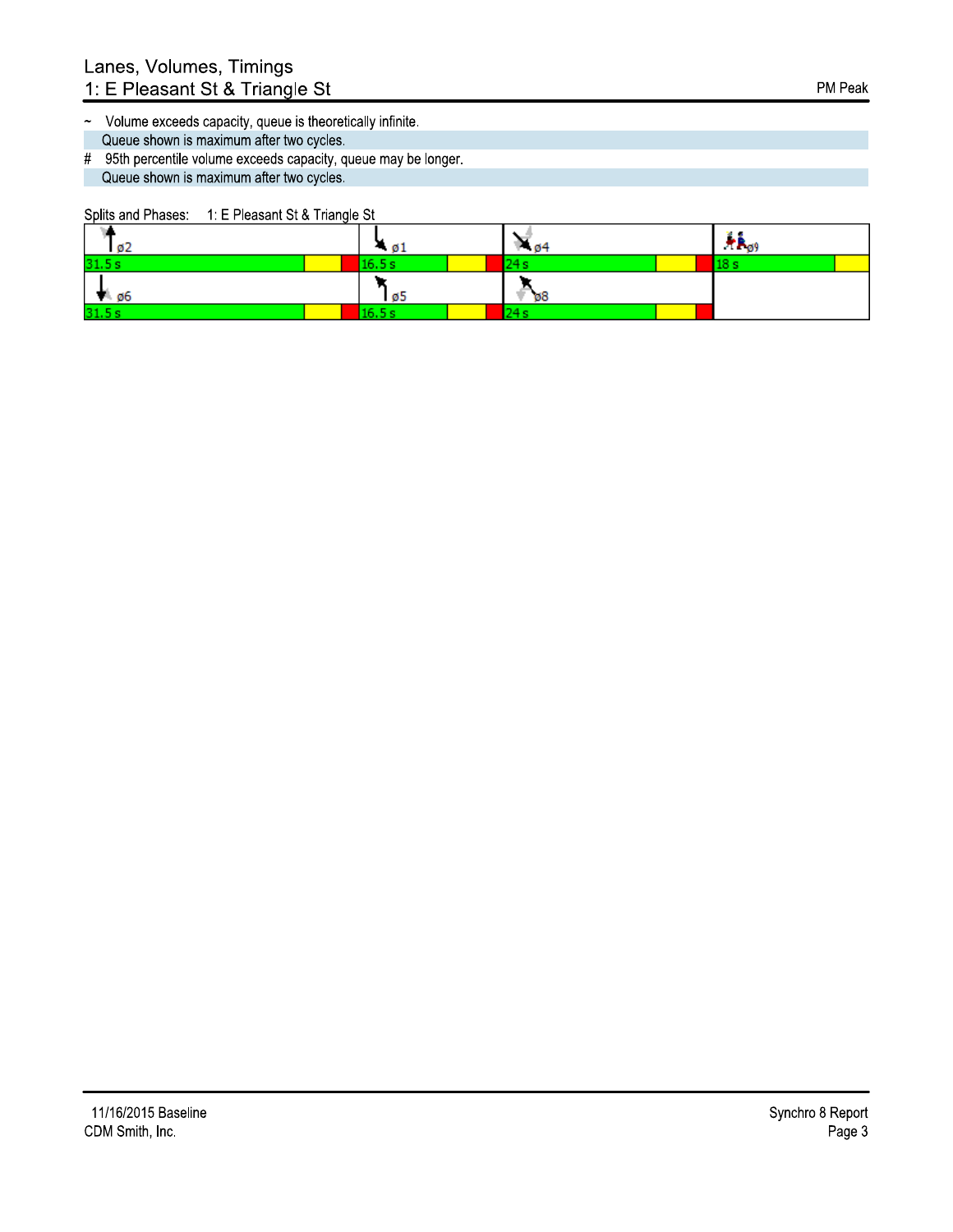## Lanes, Volumes, Timings
## 1: E Pleasant St & Triangle St

PM Peak

~ Volume exceeds capacity, queue is theoretically infinite.
Queue shown is maximum after two cycles.

# 95th percentile volume exceeds capacity, queue may be longer.
Queue shown is maximum after two cycles.

Splits and Phases: 1: E Pleasant St & Triangle St

| ø2 | ø1 | ø4 | ø9 |
|---|---|---|---|
| 31.5 s | 16.5 s | 24 s | 18 s |
| ø6 | ø5 | ø8 | |
| 31.5 s | 16.5 s | 24 s | |

11/16/2015 Baseline
CDM Smith, Inc.

Synchro 8 Report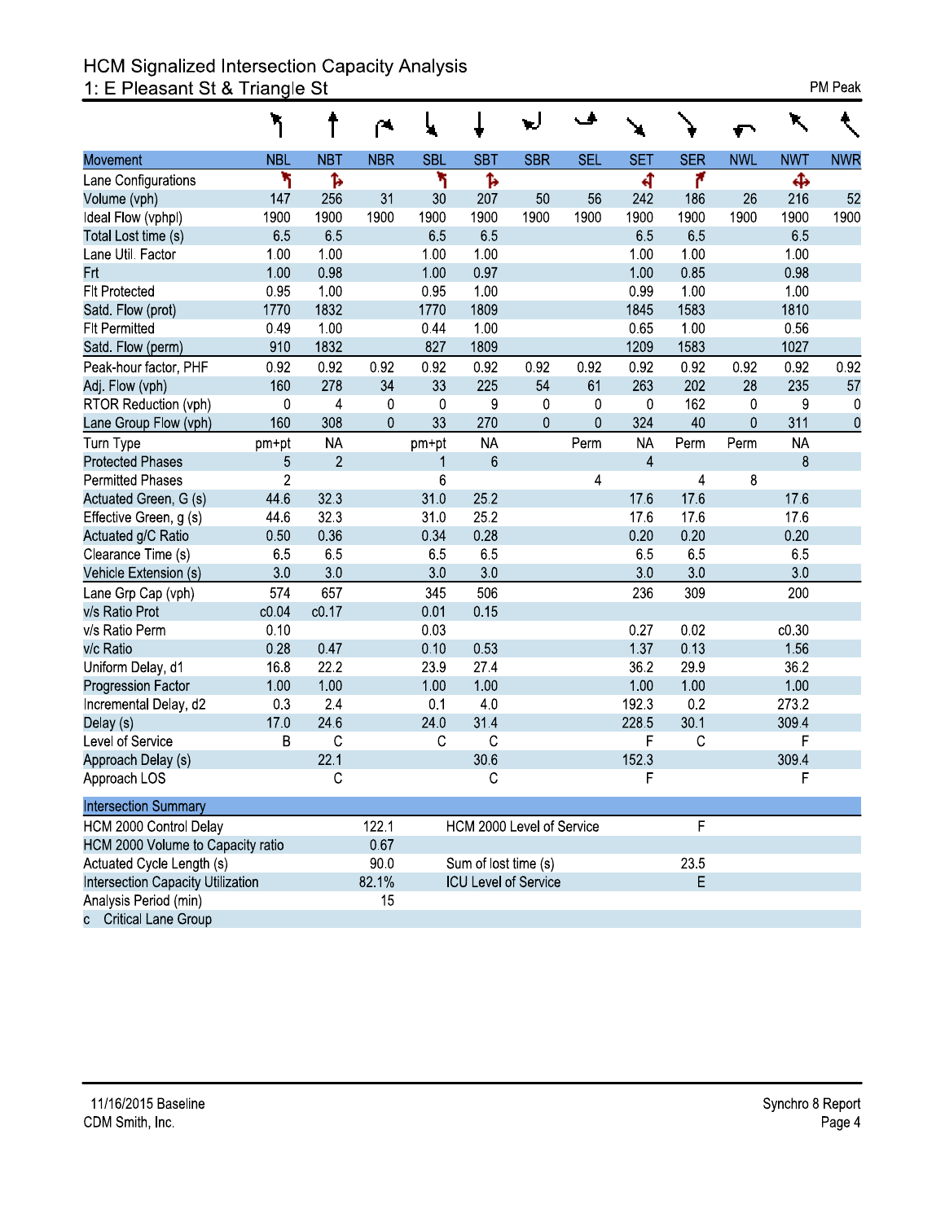## HCM Signalized Intersection Capacity Analysis
### 1: E Pleasant St & Triangle St

PM Peak

| Movement | NBL | NBT | NBR | SBL | SBT | SBR | SEL | SET | SER | NWL | NWT | NWR |
|---|---|---|---|---|---|---|---|---|---|---|---|---|
| Lane Configurations | | | | | | | | | | | | |
| Volume (vph) | 147 | 256 | 31 | 30 | 207 | 50 | 56 | 242 | 186 | 26 | 216 | 52 |
| Ideal Flow (vphpl) | 1900 | 1900 | 1900 | 1900 | 1900 | 1900 | 1900 | 1900 | 1900 | 1900 | 1900 | 1900 |
| Total Lost time (s) | 6.5 | 6.5 | | 6.5 | 6.5 | | | 6.5 | 6.5 | | 6.5 | |
| Lane Util. Factor | 1.00 | 1.00 | | 1.00 | 1.00 | | | 1.00 | 1.00 | | 1.00 | |
| Frt | 1.00 | 0.98 | | 1.00 | 0.97 | | | 1.00 | 0.85 | | 0.98 | |
| Flt Protected | 0.95 | 1.00 | | 0.95 | 1.00 | | | 0.99 | 1.00 | | 1.00 | |
| Satd. Flow (prot) | 1770 | 1832 | | 1770 | 1809 | | | 1845 | 1583 | | 1810 | |
| Flt Permitted | 0.49 | 1.00 | | 0.44 | 1.00 | | | 0.65 | 1.00 | | 0.56 | |
| Satd. Flow (perm) | 910 | 1832 | | 827 | 1809 | | | 1209 | 1583 | | 1027 | |
| Peak-hour factor, PHF | 0.92 | 0.92 | 0.92 | 0.92 | 0.92 | 0.92 | 0.92 | 0.92 | 0.92 | 0.92 | 0.92 | 0.92 |
| Adj. Flow (vph) | 160 | 278 | 34 | 33 | 225 | 54 | 61 | 263 | 202 | 28 | 235 | 57 |
| RTOR Reduction (vph) | 0 | 4 | 0 | 0 | 9 | 0 | 0 | 0 | 162 | 0 | 9 | 0 |
| Lane Group Flow (vph) | 160 | 308 | 0 | 33 | 270 | 0 | 0 | 324 | 40 | 0 | 311 | 0 |
| Turn Type | pm+pt | NA | | pm+pt | NA | | Perm | NA | Perm | Perm | NA | |
| Protected Phases | 5 | 2 | | 1 | 6 | | | 4 | | | 8 | |
| Permitted Phases | 2 | | | 6 | | | 4 | | 4 | 8 | | |
| Actuated Green, G (s) | 44.6 | 32.3 | | 31.0 | 25.2 | | | 17.6 | 17.6 | | 17.6 | |
| Effective Green, g (s) | 44.6 | 32.3 | | 31.0 | 25.2 | | | 17.6 | 17.6 | | 17.6 | |
| Actuated g/C Ratio | 0.50 | 0.36 | | 0.34 | 0.28 | | | 0.20 | 0.20 | | 0.20 | |
| Clearance Time (s) | 6.5 | 6.5 | | 6.5 | 6.5 | | | 6.5 | 6.5 | | 6.5 | |
| Vehicle Extension (s) | 3.0 | 3.0 | | 3.0 | 3.0 | | | 3.0 | 3.0 | | 3.0 | |
| Lane Grp Cap (vph) | 574 | 657 | | 345 | 506 | | | 236 | 309 | | 200 | |
| v/s Ratio Prot | c0.04 | c0.17 | | 0.01 | 0.15 | | | | | | | |
| v/s Ratio Perm | 0.10 | | | 0.03 | | | | 0.27 | 0.02 | | c0.30 | |
| v/c Ratio | 0.28 | 0.47 | | 0.10 | 0.53 | | | 1.37 | 0.13 | | 1.56 | |
| Uniform Delay, d1 | 16.8 | 22.2 | | 23.9 | 27.4 | | | 36.2 | 29.9 | | 36.2 | |
| Progression Factor | 1.00 | 1.00 | | 1.00 | 1.00 | | | 1.00 | 1.00 | | 1.00 | |
| Incremental Delay, d2 | 0.3 | 2.4 | | 0.1 | 4.0 | | | 192.3 | 0.2 | | 273.2 | |
| Delay (s) | 17.0 | 24.6 | | 24.0 | 31.4 | | | 228.5 | 30.1 | | 309.4 | |
| Level of Service | B | C | | C | C | | | F | C | | F | |
| Approach Delay (s) | | 22.1 | | | 30.6 | | | 152.3 | | | 309.4 | |
| Approach LOS | | C | | | C | | | F | | | F | |

| Intersection Summary | | | |
|---|---|---|---|
| HCM 2000 Control Delay | 122.1 | HCM 2000 Level of Service | F |
| HCM 2000 Volume to Capacity ratio | 0.67 | | |
| Actuated Cycle Length (s) | 90.0 | Sum of lost time (s) | 23.5 |
| Intersection Capacity Utilization | 82.1% | ICU Level of Service | E |
| Analysis Period (min) | 15 | | |
| c Critical Lane Group | | | |

11/16/2015 Baseline
CDM Smith, Inc.

Synchro 8 Report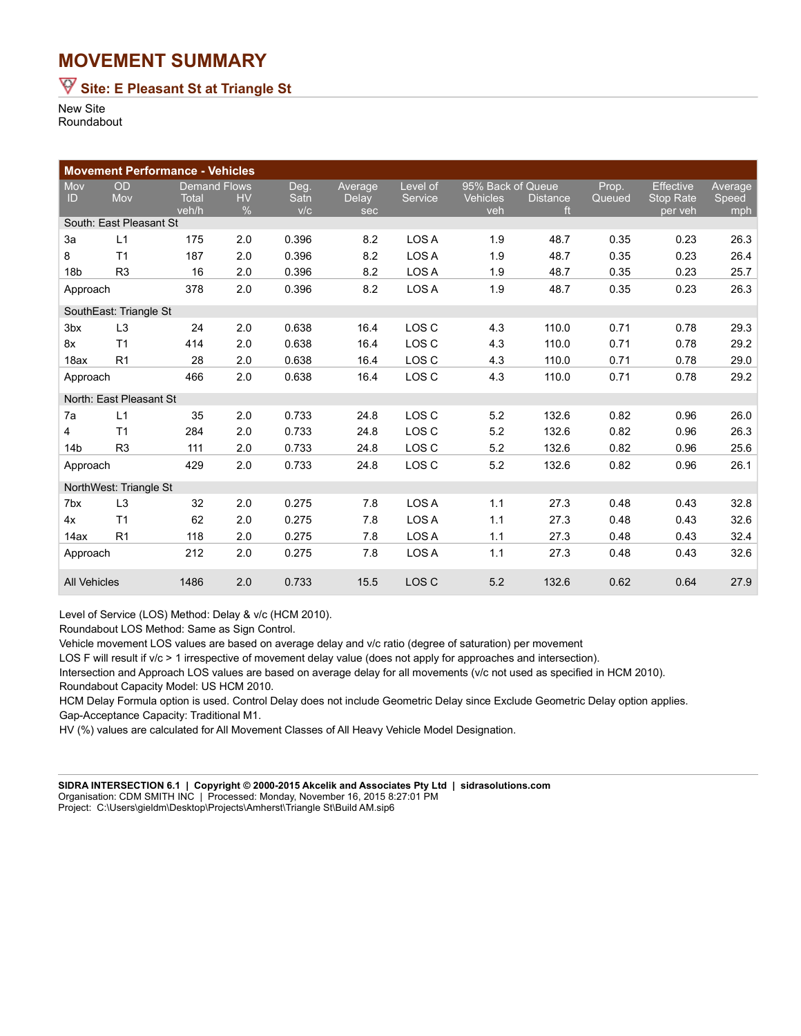# MOVEMENT SUMMARY

## Site: E Pleasant St at Triangle St

New Site
Roundabout

**Movement Performance - Vehicles**

| Mov ID | OD Mov | Demand Flows Total veh/h | HV % | Deg. Satn v/c | Average Delay sec | Level of Service | 95% Back of Queue Vehicles veh | Distance ft | Prop. Queued | Effective Stop Rate per veh | Average Speed mph |
|---|---|---|---|---|---|---|---|---|---|---|---|
| South: East Pleasant St | | | | | | | | | | | |
| 3a | L1 | 175 | 2.0 | 0.396 | 8.2 | LOS A | 1.9 | 48.7 | 0.35 | 0.23 | 26.3 |
| 8 | T1 | 187 | 2.0 | 0.396 | 8.2 | LOS A | 1.9 | 48.7 | 0.35 | 0.23 | 26.4 |
| 18b | R3 | 16 | 2.0 | 0.396 | 8.2 | LOS A | 1.9 | 48.7 | 0.35 | 0.23 | 25.7 |
| Approach | | 378 | 2.0 | 0.396 | 8.2 | LOS A | 1.9 | 48.7 | 0.35 | 0.23 | 26.3 |
| SouthEast: Triangle St | | | | | | | | | | | |
| 3bx | L3 | 24 | 2.0 | 0.638 | 16.4 | LOS C | 4.3 | 110.0 | 0.71 | 0.78 | 29.3 |
| 8x | T1 | 414 | 2.0 | 0.638 | 16.4 | LOS C | 4.3 | 110.0 | 0.71 | 0.78 | 29.2 |
| 18ax | R1 | 28 | 2.0 | 0.638 | 16.4 | LOS C | 4.3 | 110.0 | 0.71 | 0.78 | 29.0 |
| Approach | | 466 | 2.0 | 0.638 | 16.4 | LOS C | 4.3 | 110.0 | 0.71 | 0.78 | 29.2 |
| North: East Pleasant St | | | | | | | | | | | |
| 7a | L1 | 35 | 2.0 | 0.733 | 24.8 | LOS C | 5.2 | 132.6 | 0.82 | 0.96 | 26.0 |
| 4 | T1 | 284 | 2.0 | 0.733 | 24.8 | LOS C | 5.2 | 132.6 | 0.82 | 0.96 | 26.3 |
| 14b | R3 | 111 | 2.0 | 0.733 | 24.8 | LOS C | 5.2 | 132.6 | 0.82 | 0.96 | 25.6 |
| Approach | | 429 | 2.0 | 0.733 | 24.8 | LOS C | 5.2 | 132.6 | 0.82 | 0.96 | 26.1 |
| NorthWest: Triangle St | | | | | | | | | | | |
| 7bx | L3 | 32 | 2.0 | 0.275 | 7.8 | LOS A | 1.1 | 27.3 | 0.48 | 0.43 | 32.8 |
| 4x | T1 | 62 | 2.0 | 0.275 | 7.8 | LOS A | 1.1 | 27.3 | 0.48 | 0.43 | 32.6 |
| 14ax | R1 | 118 | 2.0 | 0.275 | 7.8 | LOS A | 1.1 | 27.3 | 0.48 | 0.43 | 32.4 |
| Approach | | 212 | 2.0 | 0.275 | 7.8 | LOS A | 1.1 | 27.3 | 0.48 | 0.43 | 32.6 |
| All Vehicles | | 1486 | 2.0 | 0.733 | 15.5 | LOS C | 5.2 | 132.6 | 0.62 | 0.64 | 27.9 |

Level of Service (LOS) Method: Delay & v/c (HCM 2010).
Roundabout LOS Method: Same as Sign Control.
Vehicle movement LOS values are based on average delay and v/c ratio (degree of saturation) per movement
LOS F will result if v/c > 1 irrespective of movement delay value (does not apply for approaches and intersection).
Intersection and Approach LOS values are based on average delay for all movements (v/c not used as specified in HCM 2010).
Roundabout Capacity Model: US HCM 2010.
HCM Delay Formula option is used. Control Delay does not include Geometric Delay since Exclude Geometric Delay option applies.
Gap-Acceptance Capacity: Traditional M1.
HV (%) values are calculated for All Movement Classes of All Heavy Vehicle Model Designation.

**SIDRA INTERSECTION 6.1 | Copyright © 2000-2015 Akcelik and Associates Pty Ltd | sidrasolutions.com**
Organisation: CDM SMITH INC | Processed: Monday, November 16, 2015 8:27:01 PM
Project: C:\Users\gieldm\Desktop\Projects\Amherst\Triangle St\Build AM.sip6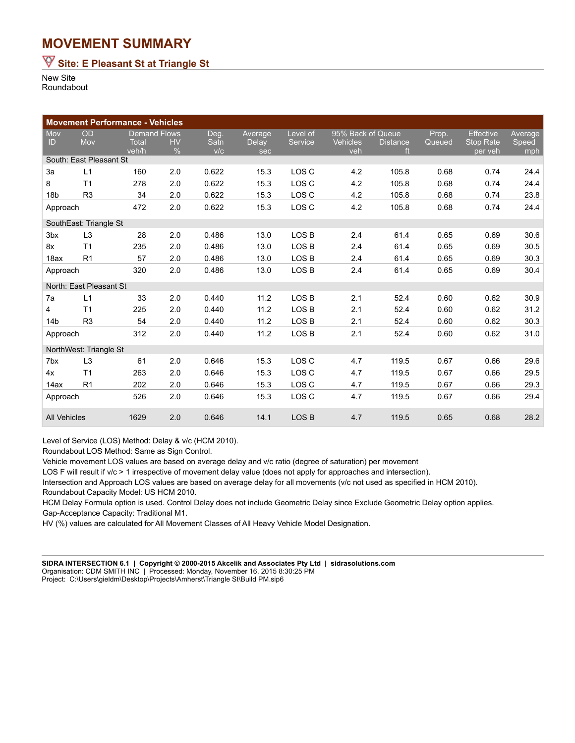# MOVEMENT SUMMARY

## Site: E Pleasant St at Triangle St

New Site
Roundabout

| Movement Performance - Vehicles | | | | | | | | | | | |
|---|---|---|---|---|---|---|---|---|---|---|---|
| Mov ID | OD Mov | Demand Flows Total veh/h | HV % | Deg. Satn v/c | Average Delay sec | Level of Service | 95% Back of Queue Vehicles veh | Distance ft | Prop. Queued | Effective Stop Rate per veh | Average Speed mph |
| South: East Pleasant St | | | | | | | | | | | |
| 3a | L1 | 160 | 2.0 | 0.622 | 15.3 | LOS C | 4.2 | 105.8 | 0.68 | 0.74 | 24.4 |
| 8 | T1 | 278 | 2.0 | 0.622 | 15.3 | LOS C | 4.2 | 105.8 | 0.68 | 0.74 | 24.4 |
| 18b | R3 | 34 | 2.0 | 0.622 | 15.3 | LOS C | 4.2 | 105.8 | 0.68 | 0.74 | 23.8 |
| Approach | | 472 | 2.0 | 0.622 | 15.3 | LOS C | 4.2 | 105.8 | 0.68 | 0.74 | 24.4 |
| SouthEast: Triangle St | | | | | | | | | | | |
| 3bx | L3 | 28 | 2.0 | 0.486 | 13.0 | LOS B | 2.4 | 61.4 | 0.65 | 0.69 | 30.6 |
| 8x | T1 | 235 | 2.0 | 0.486 | 13.0 | LOS B | 2.4 | 61.4 | 0.65 | 0.69 | 30.5 |
| 18ax | R1 | 57 | 2.0 | 0.486 | 13.0 | LOS B | 2.4 | 61.4 | 0.65 | 0.69 | 30.3 |
| Approach | | 320 | 2.0 | 0.486 | 13.0 | LOS B | 2.4 | 61.4 | 0.65 | 0.69 | 30.4 |
| North: East Pleasant St | | | | | | | | | | | |
| 7a | L1 | 33 | 2.0 | 0.440 | 11.2 | LOS B | 2.1 | 52.4 | 0.60 | 0.62 | 30.9 |
| 4 | T1 | 225 | 2.0 | 0.440 | 11.2 | LOS B | 2.1 | 52.4 | 0.60 | 0.62 | 31.2 |
| 14b | R3 | 54 | 2.0 | 0.440 | 11.2 | LOS B | 2.1 | 52.4 | 0.60 | 0.62 | 30.3 |
| Approach | | 312 | 2.0 | 0.440 | 11.2 | LOS B | 2.1 | 52.4 | 0.60 | 0.62 | 31.0 |
| NorthWest: Triangle St | | | | | | | | | | | |
| 7bx | L3 | 61 | 2.0 | 0.646 | 15.3 | LOS C | 4.7 | 119.5 | 0.67 | 0.66 | 29.6 |
| 4x | T1 | 263 | 2.0 | 0.646 | 15.3 | LOS C | 4.7 | 119.5 | 0.67 | 0.66 | 29.5 |
| 14ax | R1 | 202 | 2.0 | 0.646 | 15.3 | LOS C | 4.7 | 119.5 | 0.67 | 0.66 | 29.3 |
| Approach | | 526 | 2.0 | 0.646 | 15.3 | LOS C | 4.7 | 119.5 | 0.67 | 0.66 | 29.4 |
| All Vehicles | | 1629 | 2.0 | 0.646 | 14.1 | LOS B | 4.7 | 119.5 | 0.65 | 0.68 | 28.2 |

Level of Service (LOS) Method: Delay & v/c (HCM 2010).
Roundabout LOS Method: Same as Sign Control.
Vehicle movement LOS values are based on average delay and v/c ratio (degree of saturation) per movement
LOS F will result if v/c > 1 irrespective of movement delay value (does not apply for approaches and intersection).
Intersection and Approach LOS values are based on average delay for all movements (v/c not used as specified in HCM 2010).
Roundabout Capacity Model: US HCM 2010.
HCM Delay Formula option is used. Control Delay does not include Geometric Delay since Exclude Geometric Delay option applies.
Gap-Acceptance Capacity: Traditional M1.
HV (%) values are calculated for All Movement Classes of All Heavy Vehicle Model Designation.

**SIDRA INTERSECTION 6.1 | Copyright © 2000-2015 Akcelik and Associates Pty Ltd | sidrasolutions.com**
Organisation: CDM SMITH INC | Processed: Monday, November 16, 2015 8:30:25 PM
Project: C:\Users\gieldm\Desktop\Projects\Amherst\Triangle St\Build PM.sip6